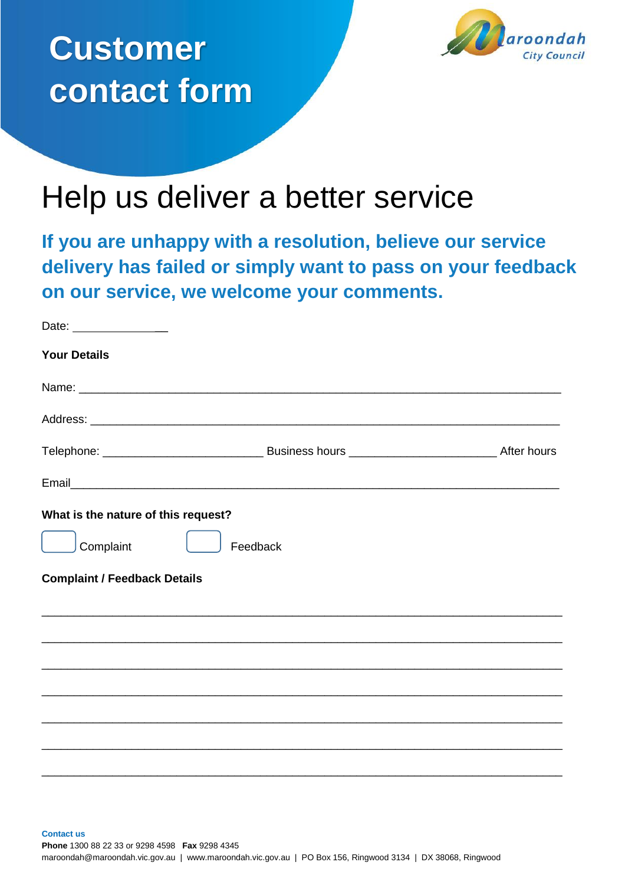# Customer contact form

Maroondah City Council

## Help us deliver a better service

**If you are unhappy with a resolution, believe our service delivery has failed or simply want to pass on your feedback on our service, we welcome your comments.**

Date: ________________

**Your Details**

Name: ______________________________________________________________________

Address: ____________________________________________________________________

Telephone: ________________________ Business hours ______________________ After hours

Email_______________________________________________________________________

**What is the nature of this request?**

☐ Complaint ☐ Feedback

**Complaint / Feedback Details**

___________________________________________________________________________

___________________________________________________________________________

___________________________________________________________________________

___________________________________________________________________________

___________________________________________________________________________

___________________________________________________________________________

___________________________________________________________________________

**Contact us**

**Phone** 1300 88 22 33 or 9298 4598 **Fax** 9298 4345

maroondah@maroondah.vic.gov.au | www.maroondah.vic.gov.au | PO Box 156, Ringwood 3134 | DX 38068, Ringwood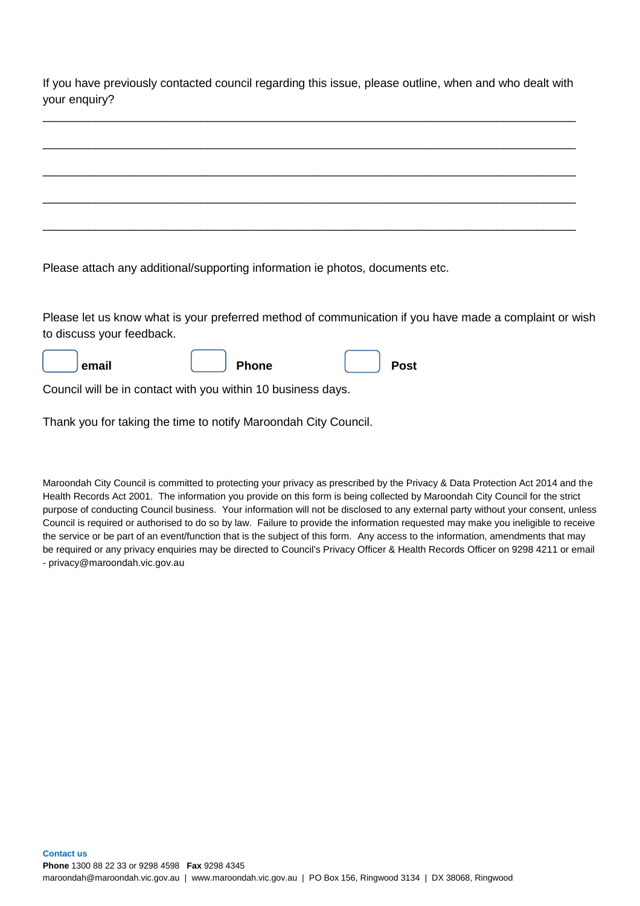If you have previously contacted council regarding this issue, please outline, when and who dealt with your enquiry?

\_\_\_\_\_\_\_\_\_\_\_\_\_\_\_\_\_\_\_\_\_\_\_\_\_\_\_\_\_\_\_\_\_\_\_\_\_\_\_\_\_\_\_\_\_\_\_\_\_\_\_\_\_\_\_\_\_\_\_\_\_\_\_\_\_\_\_\_\_\_\_\_\_\_\_\_\_\_

\_\_\_\_\_\_\_\_\_\_\_\_\_\_\_\_\_\_\_\_\_\_\_\_\_\_\_\_\_\_\_\_\_\_\_\_\_\_\_\_\_\_\_\_\_\_\_\_\_\_\_\_\_\_\_\_\_\_\_\_\_\_\_\_\_\_\_\_\_\_\_\_\_\_\_\_\_\_

\_\_\_\_\_\_\_\_\_\_\_\_\_\_\_\_\_\_\_\_\_\_\_\_\_\_\_\_\_\_\_\_\_\_\_\_\_\_\_\_\_\_\_\_\_\_\_\_\_\_\_\_\_\_\_\_\_\_\_\_\_\_\_\_\_\_\_\_\_\_\_\_\_\_\_\_\_\_

\_\_\_\_\_\_\_\_\_\_\_\_\_\_\_\_\_\_\_\_\_\_\_\_\_\_\_\_\_\_\_\_\_\_\_\_\_\_\_\_\_\_\_\_\_\_\_\_\_\_\_\_\_\_\_\_\_\_\_\_\_\_\_\_\_\_\_\_\_\_\_\_\_\_\_\_\_\_

\_\_\_\_\_\_\_\_\_\_\_\_\_\_\_\_\_\_\_\_\_\_\_\_\_\_\_\_\_\_\_\_\_\_\_\_\_\_\_\_\_\_\_\_\_\_\_\_\_\_\_\_\_\_\_\_\_\_\_\_\_\_\_\_\_\_\_\_\_\_\_\_\_\_\_\_\_\_

Please attach any additional/supporting information ie photos, documents etc.

Please let us know what is your preferred method of communication if you have made a complaint or wish to discuss your feedback.

☐ **email** ☐ **Phone** ☐ **Post**

Council will be in contact with you within 10 business days.

Thank you for taking the time to notify Maroondah City Council.

Maroondah City Council is committed to protecting your privacy as prescribed by the Privacy & Data Protection Act 2014 and the Health Records Act 2001. The information you provide on this form is being collected by Maroondah City Council for the strict purpose of conducting Council business. Your information will not be disclosed to any external party without your consent, unless Council is required or authorised to do so by law. Failure to provide the information requested may make you ineligible to receive the service or be part of an event/function that is the subject of this form. Any access to the information, amendments that may be required or any privacy enquiries may be directed to Council's Privacy Officer & Health Records Officer on 9298 4211 or email - privacy@maroondah.vic.gov.au

**Contact us**

**Phone** 1300 88 22 33 or 9298 4598 **Fax** 9298 4345

maroondah@maroondah.vic.gov.au | www.maroondah.vic.gov.au | PO Box 156, Ringwood 3134 | DX 38068, Ringwood